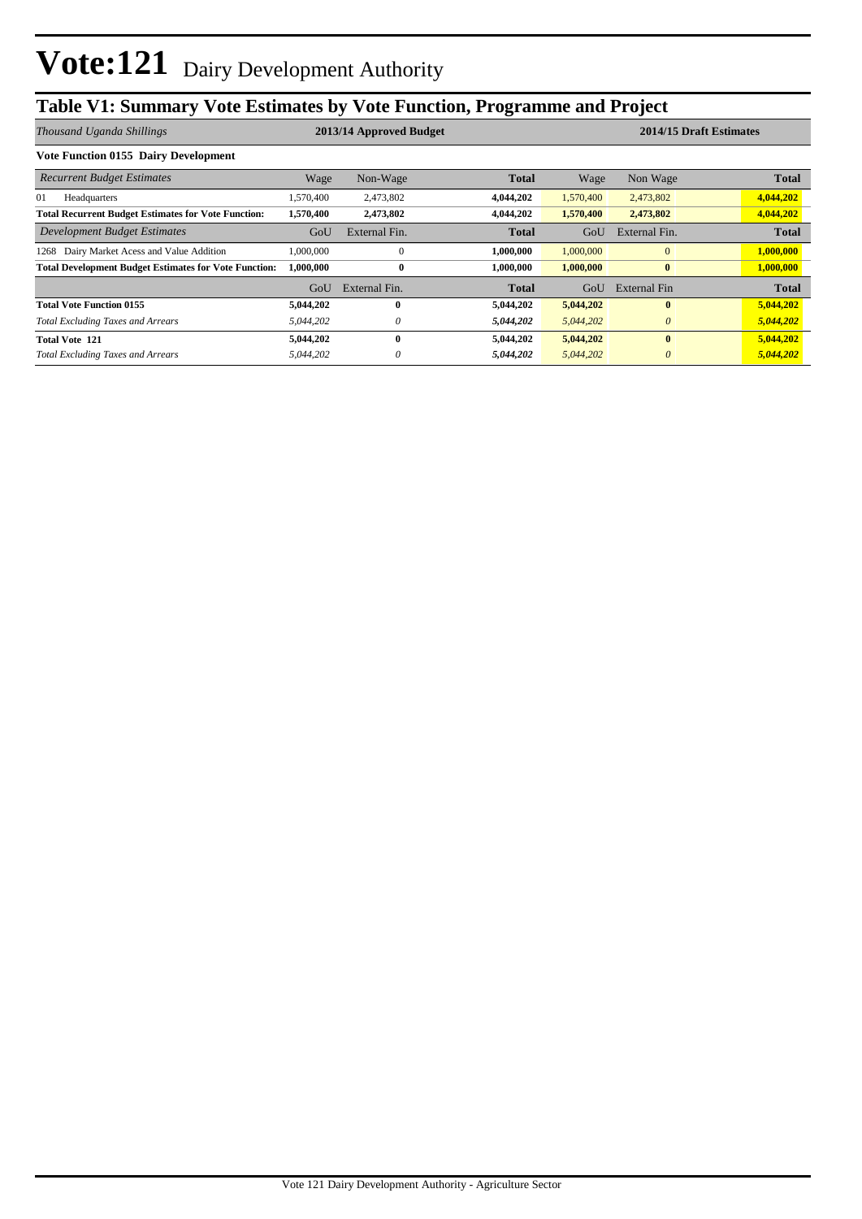# Vote:121 Dairy Development Authority

## Table V1: Summary Vote Estimates by Vote Function, Programme and Project

| *Thousand Uganda Shillings* | 2013/14 Approved Budget | | | 2014/15 Draft Estimates | | |
|---|---|---|---|---|---|---|
| **Vote Function 0155 Dairy Development** | | | | | | |
| *Recurrent Budget Estimates* | Wage | Non-Wage | **Total** | Wage | Non Wage | **Total** |
| 01 Headquarters | 1,570,400 | 2,473,802 | **4,044,202** | 1,570,400 | 2,473,802 | **4,044,202** |
| **Total Recurrent Budget Estimates for Vote Function:** | **1,570,400** | **2,473,802** | **4,044,202** | **1,570,400** | **2,473,802** | **4,044,202** |
| *Development Budget Estimates* | GoU | External Fin. | **Total** | GoU | External Fin. | **Total** |
| 1268 Dairy Market Acess and Value Addition | 1,000,000 | 0 | **1,000,000** | 1,000,000 | 0 | **1,000,000** |
| **Total Development Budget Estimates for Vote Function:** | **1,000,000** | **0** | **1,000,000** | **1,000,000** | **0** | **1,000,000** |
| | GoU | External Fin. | **Total** | GoU | External Fin | **Total** |
| **Total Vote Function 0155** | **5,044,202** | **0** | **5,044,202** | **5,044,202** | **0** | **5,044,202** |
| *Total Excluding Taxes and Arrears* | *5,044,202* | *0* | ***5,044,202*** | *5,044,202* | *0* | ***5,044,202*** |
| **Total Vote 121** | **5,044,202** | **0** | **5,044,202** | **5,044,202** | **0** | **5,044,202** |
| *Total Excluding Taxes and Arrears* | *5,044,202* | *0* | ***5,044,202*** | *5,044,202* | *0* | ***5,044,202*** |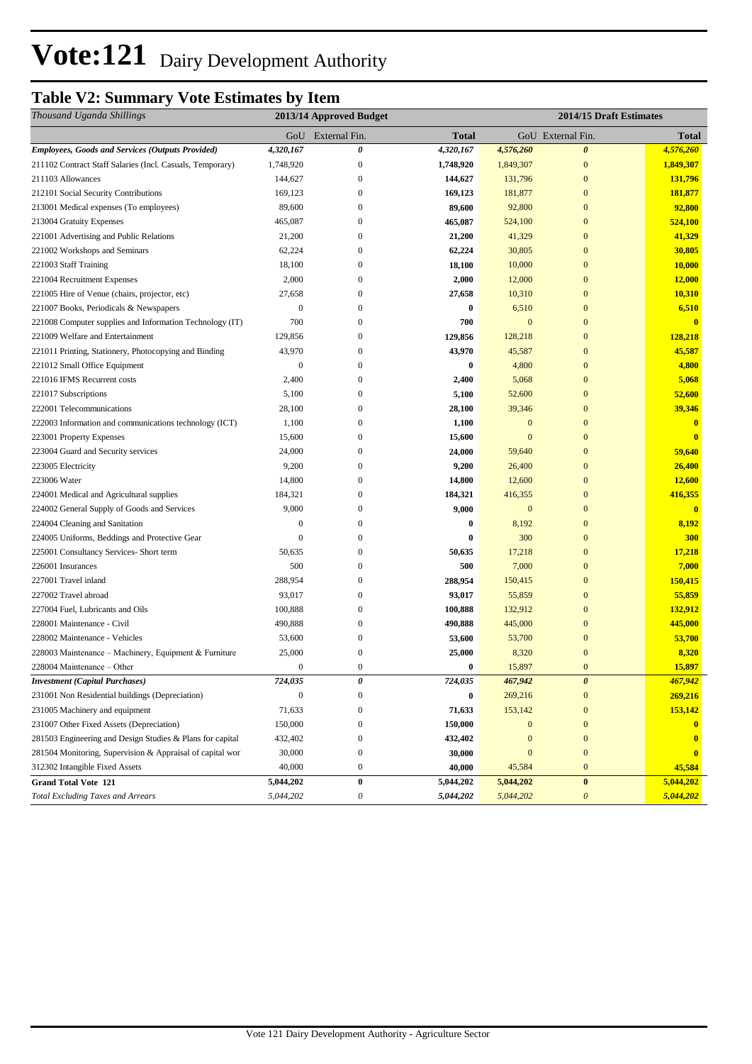# Vote:121 Dairy Development Authority

## Table V2: Summary Vote Estimates by Item

| *Thousand Uganda Shillings* | 2013/14 Approved Budget | | | 2014/15 Draft Estimates | | |
|---|---|---|---|---|---|---|
| | GoU | External Fin. | **Total** | GoU | External Fin. | **Total** |
| ***Employees, Goods and Services (Outputs Provided)*** | ***4,320,167*** | ***0*** | ***4,320,167*** | ***4,576,260*** | ***0*** | ***4,576,260*** |
| 211102 Contract Staff Salaries (Incl. Casuals, Temporary) | 1,748,920 | 0 | **1,748,920** | 1,849,307 | 0 | **1,849,307** |
| 211103 Allowances | 144,627 | 0 | **144,627** | 131,796 | 0 | **131,796** |
| 212101 Social Security Contributions | 169,123 | 0 | **169,123** | 181,877 | 0 | **181,877** |
| 213001 Medical expenses (To employees) | 89,600 | 0 | **89,600** | 92,800 | 0 | **92,800** |
| 213004 Gratuity Expenses | 465,087 | 0 | **465,087** | 524,100 | 0 | **524,100** |
| 221001 Advertising and Public Relations | 21,200 | 0 | **21,200** | 41,329 | 0 | **41,329** |
| 221002 Workshops and Seminars | 62,224 | 0 | **62,224** | 30,805 | 0 | **30,805** |
| 221003 Staff Training | 18,100 | 0 | **18,100** | 10,000 | 0 | **10,000** |
| 221004 Recruitment Expenses | 2,000 | 0 | **2,000** | 12,000 | 0 | **12,000** |
| 221005 Hire of Venue (chairs, projector, etc) | 27,658 | 0 | **27,658** | 10,310 | 0 | **10,310** |
| 221007 Books, Periodicals & Newspapers | 0 | 0 | **0** | 6,510 | 0 | **6,510** |
| 221008 Computer supplies and Information Technology (IT) | 700 | 0 | **700** | 0 | 0 | **0** |
| 221009 Welfare and Entertainment | 129,856 | 0 | **129,856** | 128,218 | 0 | **128,218** |
| 221011 Printing, Stationery, Photocopying and Binding | 43,970 | 0 | **43,970** | 45,587 | 0 | **45,587** |
| 221012 Small Office Equipment | 0 | 0 | **0** | 4,800 | 0 | **4,800** |
| 221016 IFMS Recurrent costs | 2,400 | 0 | **2,400** | 5,068 | 0 | **5,068** |
| 221017 Subscriptions | 5,100 | 0 | **5,100** | 52,600 | 0 | **52,600** |
| 222001 Telecommunications | 28,100 | 0 | **28,100** | 39,346 | 0 | **39,346** |
| 222003 Information and communications technology (ICT) | 1,100 | 0 | **1,100** | 0 | 0 | **0** |
| 223001 Property Expenses | 15,600 | 0 | **15,600** | 0 | 0 | **0** |
| 223004 Guard and Security services | 24,000 | 0 | **24,000** | 59,640 | 0 | **59,640** |
| 223005 Electricity | 9,200 | 0 | **9,200** | 26,400 | 0 | **26,400** |
| 223006 Water | 14,800 | 0 | **14,800** | 12,600 | 0 | **12,600** |
| 224001 Medical and Agricultural supplies | 184,321 | 0 | **184,321** | 416,355 | 0 | **416,355** |
| 224002 General Supply of Goods and Services | 9,000 | 0 | **9,000** | 0 | 0 | **0** |
| 224004 Cleaning and Sanitation | 0 | 0 | **0** | 8,192 | 0 | **8,192** |
| 224005 Uniforms, Beddings and Protective Gear | 0 | 0 | **0** | 300 | 0 | **300** |
| 225001 Consultancy Services- Short term | 50,635 | 0 | **50,635** | 17,218 | 0 | **17,218** |
| 226001 Insurances | 500 | 0 | **500** | 7,000 | 0 | **7,000** |
| 227001 Travel inland | 288,954 | 0 | **288,954** | 150,415 | 0 | **150,415** |
| 227002 Travel abroad | 93,017 | 0 | **93,017** | 55,859 | 0 | **55,859** |
| 227004 Fuel, Lubricants and Oils | 100,888 | 0 | **100,888** | 132,912 | 0 | **132,912** |
| 228001 Maintenance - Civil | 490,888 | 0 | **490,888** | 445,000 | 0 | **445,000** |
| 228002 Maintenance - Vehicles | 53,600 | 0 | **53,600** | 53,700 | 0 | **53,700** |
| 228003 Maintenance – Machinery, Equipment & Furniture | 25,000 | 0 | **25,000** | 8,320 | 0 | **8,320** |
| 228004 Maintenance – Other | 0 | 0 | **0** | 15,897 | 0 | **15,897** |
| ***Investment (Capital Purchases)*** | ***724,035*** | ***0*** | ***724,035*** | ***467,942*** | ***0*** | ***467,942*** |
| 231001 Non Residential buildings (Depreciation) | 0 | 0 | **0** | 269,216 | 0 | **269,216** |
| 231005 Machinery and equipment | 71,633 | 0 | **71,633** | 153,142 | 0 | **153,142** |
| 231007 Other Fixed Assets (Depreciation) | 150,000 | 0 | **150,000** | 0 | 0 | **0** |
| 281503 Engineering and Design Studies & Plans for capital | 432,402 | 0 | **432,402** | 0 | 0 | **0** |
| 281504 Monitoring, Supervision & Appraisal of capital wor | 30,000 | 0 | **30,000** | 0 | 0 | **0** |
| 312302 Intangible Fixed Assets | 40,000 | 0 | **40,000** | 45,584 | 0 | **45,584** |
| **Grand Total Vote 121** | **5,044,202** | **0** | **5,044,202** | **5,044,202** | **0** | **5,044,202** |
| *Total Excluding Taxes and Arrears* | *5,044,202* | *0* | *5,044,202* | *5,044,202* | *0* | *5,044,202* |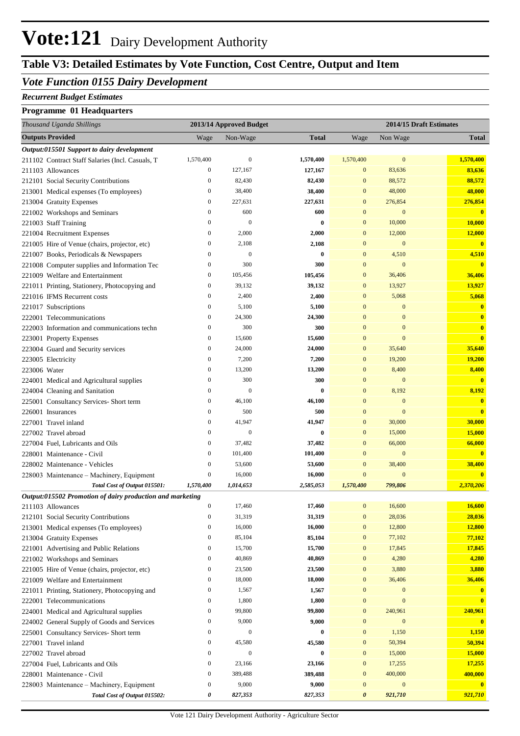# Vote:121 Dairy Development Authority

## Table V3: Detailed Estimates by Vote Function, Cost Centre, Output and Item

### *Vote Function 0155 Dairy Development*

#### *Recurrent Budget Estimates*

#### Programme 01 Headquarters

| *Thousand Uganda Shillings* | 2013/14 Approved Budget | | | 2014/15 Draft Estimates | | |
|---|---|---|---|---|---|---|
| **Outputs Provided** | Wage | Non-Wage | **Total** | Wage | Non Wage | **Total** |
| ***Output:015501 Support to dairy development*** | | | | | | |
| 211102 Contract Staff Salaries (Incl. Casuals, T | 1,570,400 | 0 | **1,570,400** | 1,570,400 | 0 | **1,570,400** |
| 211103 Allowances | 0 | 127,167 | **127,167** | 0 | 83,636 | **83,636** |
| 212101 Social Security Contributions | 0 | 82,430 | **82,430** | 0 | 88,572 | **88,572** |
| 213001 Medical expenses (To employees) | 0 | 38,400 | **38,400** | 0 | 48,000 | **48,000** |
| 213004 Gratuity Expenses | 0 | 227,631 | **227,631** | 0 | 276,854 | **276,854** |
| 221002 Workshops and Seminars | 0 | 600 | **600** | 0 | 0 | **0** |
| 221003 Staff Training | 0 | 0 | **0** | 0 | 10,000 | **10,000** |
| 221004 Recruitment Expenses | 0 | 2,000 | **2,000** | 0 | 12,000 | **12,000** |
| 221005 Hire of Venue (chairs, projector, etc) | 0 | 2,108 | **2,108** | 0 | 0 | **0** |
| 221007 Books, Periodicals & Newspapers | 0 | 0 | **0** | 0 | 4,510 | **4,510** |
| 221008 Computer supplies and Information Tec | 0 | 300 | **300** | 0 | 0 | **0** |
| 221009 Welfare and Entertainment | 0 | 105,456 | **105,456** | 0 | 36,406 | **36,406** |
| 221011 Printing, Stationery, Photocopying and | 0 | 39,132 | **39,132** | 0 | 13,927 | **13,927** |
| 221016 IFMS Recurrent costs | 0 | 2,400 | **2,400** | 0 | 5,068 | **5,068** |
| 221017 Subscriptions | 0 | 5,100 | **5,100** | 0 | 0 | **0** |
| 222001 Telecommunications | 0 | 24,300 | **24,300** | 0 | 0 | **0** |
| 222003 Information and communications techn | 0 | 300 | **300** | 0 | 0 | **0** |
| 223001 Property Expenses | 0 | 15,600 | **15,600** | 0 | 0 | **0** |
| 223004 Guard and Security services | 0 | 24,000 | **24,000** | 0 | 35,640 | **35,640** |
| 223005 Electricity | 0 | 7,200 | **7,200** | 0 | 19,200 | **19,200** |
| 223006 Water | 0 | 13,200 | **13,200** | 0 | 8,400 | **8,400** |
| 224001 Medical and Agricultural supplies | 0 | 300 | **300** | 0 | 0 | **0** |
| 224004 Cleaning and Sanitation | 0 | 0 | **0** | 0 | 8,192 | **8,192** |
| 225001 Consultancy Services- Short term | 0 | 46,100 | **46,100** | 0 | 0 | **0** |
| 226001 Insurances | 0 | 500 | **500** | 0 | 0 | **0** |
| 227001 Travel inland | 0 | 41,947 | **41,947** | 0 | 30,000 | **30,000** |
| 227002 Travel abroad | 0 | 0 | **0** | 0 | 15,000 | **15,000** |
| 227004 Fuel, Lubricants and Oils | 0 | 37,482 | **37,482** | 0 | 66,000 | **66,000** |
| 228001 Maintenance - Civil | 0 | 101,400 | **101,400** | 0 | 0 | **0** |
| 228002 Maintenance - Vehicles | 0 | 53,600 | **53,600** | 0 | 38,400 | **38,400** |
| 228003 Maintenance – Machinery, Equipment | 0 | 16,000 | **16,000** | 0 | 0 | **0** |
| ***Total Cost of Output 015501:*** | ***1,570,400*** | ***1,014,653*** | ***2,585,053*** | ***1,570,400*** | ***799,806*** | ***2,370,206*** |
| ***Output:015502 Promotion of dairy production and marketing*** | | | | | | |
| 211103 Allowances | 0 | 17,460 | **17,460** | 0 | 16,600 | **16,600** |
| 212101 Social Security Contributions | 0 | 31,319 | **31,319** | 0 | 28,036 | **28,036** |
| 213001 Medical expenses (To employees) | 0 | 16,000 | **16,000** | 0 | 12,800 | **12,800** |
| 213004 Gratuity Expenses | 0 | 85,104 | **85,104** | 0 | 77,102 | **77,102** |
| 221001 Advertising and Public Relations | 0 | 15,700 | **15,700** | 0 | 17,845 | **17,845** |
| 221002 Workshops and Seminars | 0 | 40,869 | **40,869** | 0 | 4,280 | **4,280** |
| 221005 Hire of Venue (chairs, projector, etc) | 0 | 23,500 | **23,500** | 0 | 3,880 | **3,880** |
| 221009 Welfare and Entertainment | 0 | 18,000 | **18,000** | 0 | 36,406 | **36,406** |
| 221011 Printing, Stationery, Photocopying and | 0 | 1,567 | **1,567** | 0 | 0 | **0** |
| 222001 Telecommunications | 0 | 1,800 | **1,800** | 0 | 0 | **0** |
| 224001 Medical and Agricultural supplies | 0 | 99,800 | **99,800** | 0 | 240,961 | **240,961** |
| 224002 General Supply of Goods and Services | 0 | 9,000 | **9,000** | 0 | 0 | **0** |
| 225001 Consultancy Services- Short term | 0 | 0 | **0** | 0 | 1,150 | **1,150** |
| 227001 Travel inland | 0 | 45,580 | **45,580** | 0 | 50,394 | **50,394** |
| 227002 Travel abroad | 0 | 0 | **0** | 0 | 15,000 | **15,000** |
| 227004 Fuel, Lubricants and Oils | 0 | 23,166 | **23,166** | 0 | 17,255 | **17,255** |
| 228001 Maintenance - Civil | 0 | 389,488 | **389,488** | 0 | 400,000 | **400,000** |
| 228003 Maintenance – Machinery, Equipment | 0 | 9,000 | **9,000** | 0 | 0 | **0** |
| ***Total Cost of Output 015502:*** | ***0*** | ***827,353*** | ***827,353*** | ***0*** | ***921,710*** | ***921,710*** |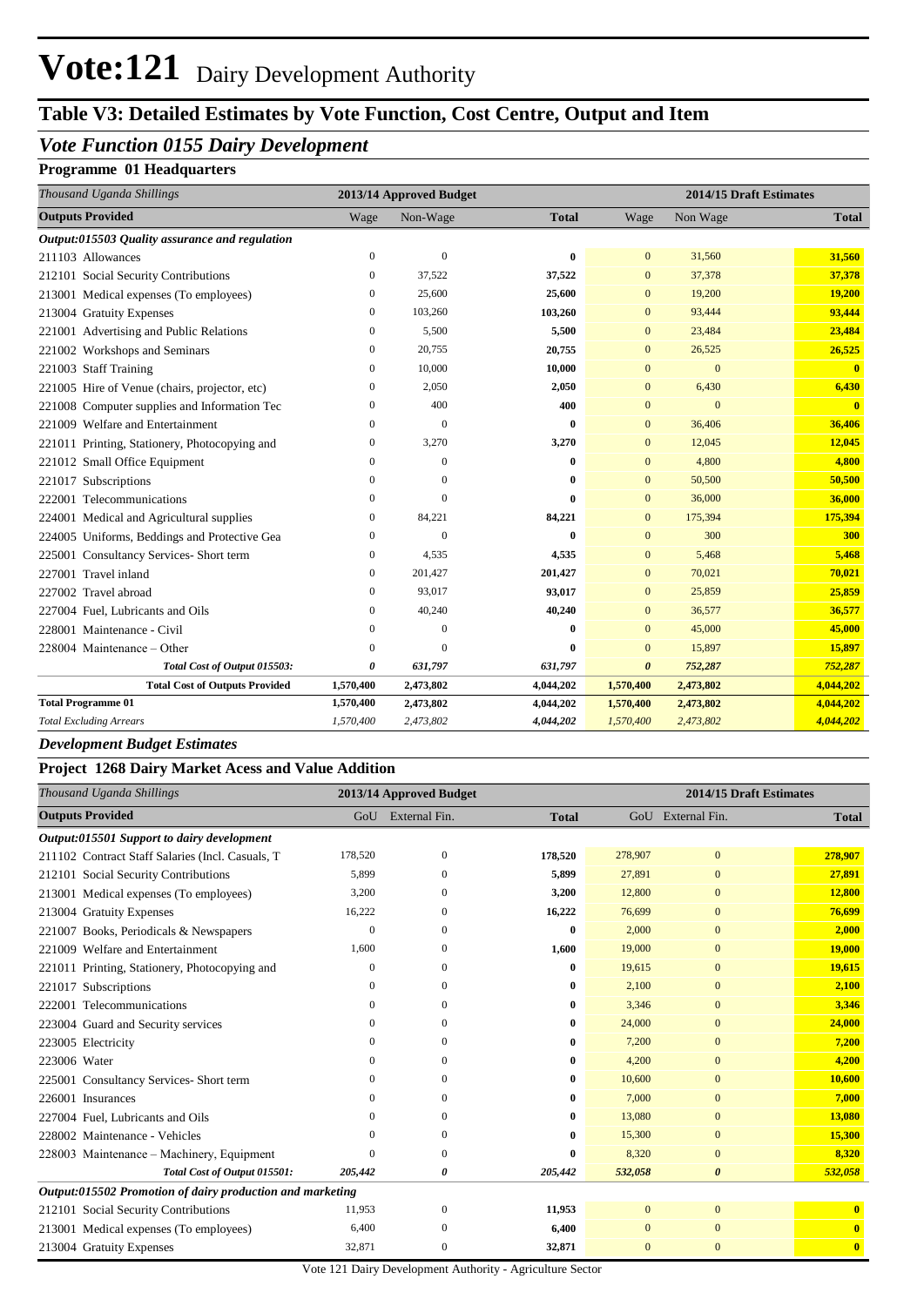# Vote:121 Dairy Development Authority

## Table V3: Detailed Estimates by Vote Function, Cost Centre, Output and Item

### *Vote Function 0155 Dairy Development*

**Programme 01 Headquarters**

| *Thousand Uganda Shillings* | 2013/14 Approved Budget | | | 2014/15 Draft Estimates | | |
|---|---|---|---|---|---|---|
| **Outputs Provided** | Wage | Non-Wage | **Total** | Wage | Non Wage | **Total** |
| ***Output:015503 Quality assurance and regulation*** | | | | | | |
| 211103 Allowances | 0 | 0 | **0** | 0 | 31,560 | **31,560** |
| 212101 Social Security Contributions | 0 | 37,522 | **37,522** | 0 | 37,378 | **37,378** |
| 213001 Medical expenses (To employees) | 0 | 25,600 | **25,600** | 0 | 19,200 | **19,200** |
| 213004 Gratuity Expenses | 0 | 103,260 | **103,260** | 0 | 93,444 | **93,444** |
| 221001 Advertising and Public Relations | 0 | 5,500 | **5,500** | 0 | 23,484 | **23,484** |
| 221002 Workshops and Seminars | 0 | 20,755 | **20,755** | 0 | 26,525 | **26,525** |
| 221003 Staff Training | 0 | 10,000 | **10,000** | 0 | 0 | **0** |
| 221005 Hire of Venue (chairs, projector, etc) | 0 | 2,050 | **2,050** | 0 | 6,430 | **6,430** |
| 221008 Computer supplies and Information Tec | 0 | 400 | **400** | 0 | 0 | **0** |
| 221009 Welfare and Entertainment | 0 | 0 | **0** | 0 | 36,406 | **36,406** |
| 221011 Printing, Stationery, Photocopying and | 0 | 3,270 | **3,270** | 0 | 12,045 | **12,045** |
| 221012 Small Office Equipment | 0 | 0 | **0** | 0 | 4,800 | **4,800** |
| 221017 Subscriptions | 0 | 0 | **0** | 0 | 50,500 | **50,500** |
| 222001 Telecommunications | 0 | 0 | **0** | 0 | 36,000 | **36,000** |
| 224001 Medical and Agricultural supplies | 0 | 84,221 | **84,221** | 0 | 175,394 | **175,394** |
| 224005 Uniforms, Beddings and Protective Gea | 0 | 0 | **0** | 0 | 300 | **300** |
| 225001 Consultancy Services- Short term | 0 | 4,535 | **4,535** | 0 | 5,468 | **5,468** |
| 227001 Travel inland | 0 | 201,427 | **201,427** | 0 | 70,021 | **70,021** |
| 227002 Travel abroad | 0 | 93,017 | **93,017** | 0 | 25,859 | **25,859** |
| 227004 Fuel, Lubricants and Oils | 0 | 40,240 | **40,240** | 0 | 36,577 | **36,577** |
| 228001 Maintenance - Civil | 0 | 0 | **0** | 0 | 45,000 | **45,000** |
| 228004 Maintenance – Other | 0 | 0 | **0** | 0 | 15,897 | **15,897** |
| ***Total Cost of Output 015503:*** | ***0*** | ***631,797*** | ***631,797*** | ***0*** | ***752,287*** | ***752,287*** |
| **Total Cost of Outputs Provided** | **1,570,400** | **2,473,802** | **4,044,202** | **1,570,400** | **2,473,802** | **4,044,202** |
| **Total Programme 01** | **1,570,400** | **2,473,802** | **4,044,202** | **1,570,400** | **2,473,802** | **4,044,202** |
| *Total Excluding Arrears* | *1,570,400* | *2,473,802* | *4,044,202* | *1,570,400* | *2,473,802* | *4,044,202* |

### *Development Budget Estimates*

**Project 1268 Dairy Market Acess and Value Addition**

| *Thousand Uganda Shillings* | 2013/14 Approved Budget | | | 2014/15 Draft Estimates | | |
|---|---|---|---|---|---|---|
| **Outputs Provided** | GoU | External Fin. | **Total** | GoU | External Fin. | **Total** |
| ***Output:015501 Support to dairy development*** | | | | | | |
| 211102 Contract Staff Salaries (Incl. Casuals, T | 178,520 | 0 | **178,520** | 278,907 | 0 | **278,907** |
| 212101 Social Security Contributions | 5,899 | 0 | **5,899** | 27,891 | 0 | **27,891** |
| 213001 Medical expenses (To employees) | 3,200 | 0 | **3,200** | 12,800 | 0 | **12,800** |
| 213004 Gratuity Expenses | 16,222 | 0 | **16,222** | 76,699 | 0 | **76,699** |
| 221007 Books, Periodicals & Newspapers | 0 | 0 | **0** | 2,000 | 0 | **2,000** |
| 221009 Welfare and Entertainment | 1,600 | 0 | **1,600** | 19,000 | 0 | **19,000** |
| 221011 Printing, Stationery, Photocopying and | 0 | 0 | **0** | 19,615 | 0 | **19,615** |
| 221017 Subscriptions | 0 | 0 | **0** | 2,100 | 0 | **2,100** |
| 222001 Telecommunications | 0 | 0 | **0** | 3,346 | 0 | **3,346** |
| 223004 Guard and Security services | 0 | 0 | **0** | 24,000 | 0 | **24,000** |
| 223005 Electricity | 0 | 0 | **0** | 7,200 | 0 | **7,200** |
| 223006 Water | 0 | 0 | **0** | 4,200 | 0 | **4,200** |
| 225001 Consultancy Services- Short term | 0 | 0 | **0** | 10,600 | 0 | **10,600** |
| 226001 Insurances | 0 | 0 | **0** | 7,000 | 0 | **7,000** |
| 227004 Fuel, Lubricants and Oils | 0 | 0 | **0** | 13,080 | 0 | **13,080** |
| 228002 Maintenance - Vehicles | 0 | 0 | **0** | 15,300 | 0 | **15,300** |
| 228003 Maintenance – Machinery, Equipment | 0 | 0 | **0** | 8,320 | 0 | **8,320** |
| ***Total Cost of Output 015501:*** | ***205,442*** | ***0*** | ***205,442*** | ***532,058*** | ***0*** | ***532,058*** |
| ***Output:015502 Promotion of dairy production and marketing*** | | | | | | |
| 212101 Social Security Contributions | 11,953 | 0 | **11,953** | 0 | 0 | **0** |
| 213001 Medical expenses (To employees) | 6,400 | 0 | **6,400** | 0 | 0 | **0** |
| 213004 Gratuity Expenses | 32,871 | 0 | **32,871** | 0 | 0 | **0** |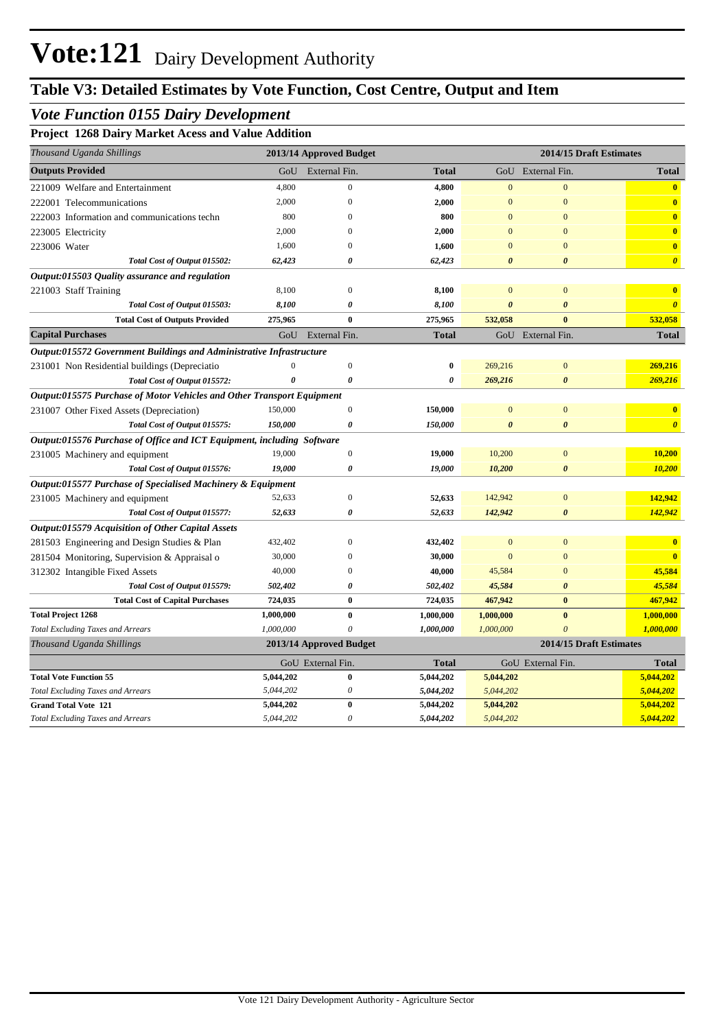# Vote:121 Dairy Development Authority

## Table V3: Detailed Estimates by Vote Function, Cost Centre, Output and Item

### *Vote Function 0155 Dairy Development*

**Project 1268 Dairy Market Acess and Value Addition**

| *Thousand Uganda Shillings* | 2013/14 Approved Budget | | | 2014/15 Draft Estimates | | |
|---|---|---|---|---|---|---|
| **Outputs Provided** | GoU | External Fin. | **Total** | GoU | External Fin. | **Total** |
| 221009 Welfare and Entertainment | 4,800 | 0 | **4,800** | 0 | 0 | **0** |
| 222001 Telecommunications | 2,000 | 0 | **2,000** | 0 | 0 | **0** |
| 222003 Information and communications techn | 800 | 0 | **800** | 0 | 0 | **0** |
| 223005 Electricity | 2,000 | 0 | **2,000** | 0 | 0 | **0** |
| 223006 Water | 1,600 | 0 | **1,600** | 0 | 0 | **0** |
| ***Total Cost of Output 015502:*** | ***62,423*** | ***0*** | ***62,423*** | ***0*** | ***0*** | ***0*** |
| ***Output:015503 Quality assurance and regulation*** | | | | | | |
| 221003 Staff Training | 8,100 | 0 | **8,100** | 0 | 0 | **0** |
| ***Total Cost of Output 015503:*** | ***8,100*** | ***0*** | ***8,100*** | ***0*** | ***0*** | ***0*** |
| **Total Cost of Outputs Provided** | **275,965** | **0** | **275,965** | **532,058** | **0** | **532,058** |
| **Capital Purchases** | GoU | External Fin. | **Total** | GoU | External Fin. | **Total** |
| ***Output:015572 Government Buildings and Administrative Infrastructure*** | | | | | | |
| 231001 Non Residential buildings (Depreciatio | 0 | 0 | **0** | 269,216 | 0 | **269,216** |
| ***Total Cost of Output 015572:*** | ***0*** | ***0*** | ***0*** | ***269,216*** | ***0*** | ***269,216*** |
| ***Output:015575 Purchase of Motor Vehicles and Other Transport Equipment*** | | | | | | |
| 231007 Other Fixed Assets (Depreciation) | 150,000 | 0 | **150,000** | 0 | 0 | **0** |
| ***Total Cost of Output 015575:*** | ***150,000*** | ***0*** | ***150,000*** | ***0*** | ***0*** | ***0*** |
| ***Output:015576 Purchase of Office and ICT Equipment, including Software*** | | | | | | |
| 231005 Machinery and equipment | 19,000 | 0 | **19,000** | 10,200 | 0 | **10,200** |
| ***Total Cost of Output 015576:*** | ***19,000*** | ***0*** | ***19,000*** | ***10,200*** | ***0*** | ***10,200*** |
| ***Output:015577 Purchase of Specialised Machinery & Equipment*** | | | | | | |
| 231005 Machinery and equipment | 52,633 | 0 | **52,633** | 142,942 | 0 | **142,942** |
| ***Total Cost of Output 015577:*** | ***52,633*** | ***0*** | ***52,633*** | ***142,942*** | ***0*** | ***142,942*** |
| ***Output:015579 Acquisition of Other Capital Assets*** | | | | | | |
| 281503 Engineering and Design Studies & Plan | 432,402 | 0 | **432,402** | 0 | 0 | **0** |
| 281504 Monitoring, Supervision & Appraisal o | 30,000 | 0 | **30,000** | 0 | 0 | **0** |
| 312302 Intangible Fixed Assets | 40,000 | 0 | **40,000** | 45,584 | 0 | **45,584** |
| ***Total Cost of Output 015579:*** | ***502,402*** | ***0*** | ***502,402*** | ***45,584*** | ***0*** | ***45,584*** |
| **Total Cost of Capital Purchases** | **724,035** | **0** | **724,035** | **467,942** | **0** | **467,942** |
| **Total Project 1268** | **1,000,000** | **0** | **1,000,000** | **1,000,000** | **0** | **1,000,000** |
| *Total Excluding Taxes and Arrears* | *1,000,000* | *0* | ***1,000,000*** | *1,000,000* | *0* | ***1,000,000*** |
| *Thousand Uganda Shillings* | 2013/14 Approved Budget | | | 2014/15 Draft Estimates | | |
| | GoU | External Fin. | **Total** | GoU | External Fin. | **Total** |
| **Total Vote Function 55** | **5,044,202** | **0** | **5,044,202** | **5,044,202** | | **5,044,202** |
| *Total Excluding Taxes and Arrears* | *5,044,202* | *0* | ***5,044,202*** | *5,044,202* | | ***5,044,202*** |
| **Grand Total Vote 121** | **5,044,202** | **0** | **5,044,202** | **5,044,202** | | **5,044,202** |
| *Total Excluding Taxes and Arrears* | *5,044,202* | *0* | ***5,044,202*** | *5,044,202* | | ***5,044,202*** |